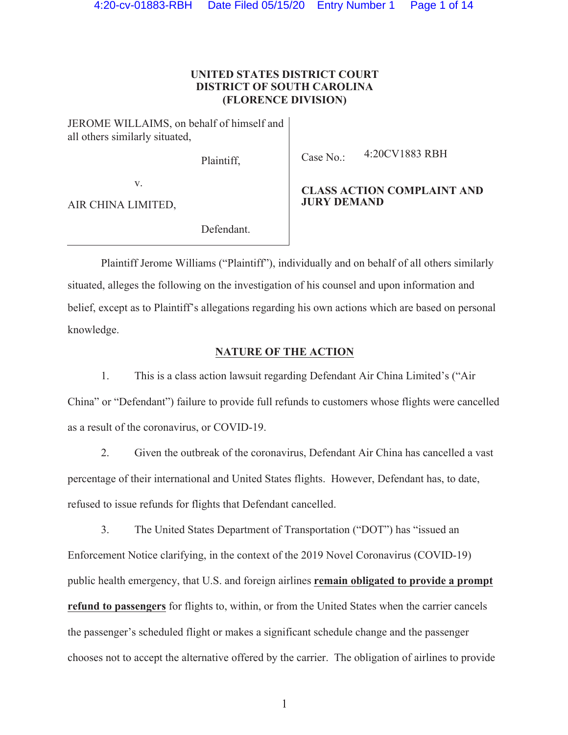**UNITED STATES DISTRICT COURT**
**DISTRICT OF SOUTH CAROLINA**
**(FLORENCE DIVISION)**

| | |
|---|---|
| JEROME WILLIAMS, on behalf of himself and all others similarly situated,<br><br>Plaintiff,<br><br>v.<br><br>AIR CHINA LIMITED,<br><br>Defendant. | Case No.: 4:20CV1883 RBH<br><br>**CLASS ACTION COMPLAINT AND JURY DEMAND** |

Plaintiff Jerome Williams ("Plaintiff"), individually and on behalf of all others similarly situated, alleges the following on the investigation of his counsel and upon information and belief, except as to Plaintiff's allegations regarding his own actions which are based on personal knowledge.

## NATURE OF THE ACTION

1. This is a class action lawsuit regarding Defendant Air China Limited's ("Air China" or "Defendant") failure to provide full refunds to customers whose flights were cancelled as a result of the coronavirus, or COVID-19.

2. Given the outbreak of the coronavirus, Defendant Air China has cancelled a vast percentage of their international and United States flights. However, Defendant has, to date, refused to issue refunds for flights that Defendant cancelled.

3. The United States Department of Transportation ("DOT") has "issued an Enforcement Notice clarifying, in the context of the 2019 Novel Coronavirus (COVID-19) public health emergency, that U.S. and foreign airlines **remain obligated to provide a prompt refund to passengers** for flights to, within, or from the United States when the carrier cancels the passenger's scheduled flight or makes a significant schedule change and the passenger chooses not to accept the alternative offered by the carrier. The obligation of airlines to provide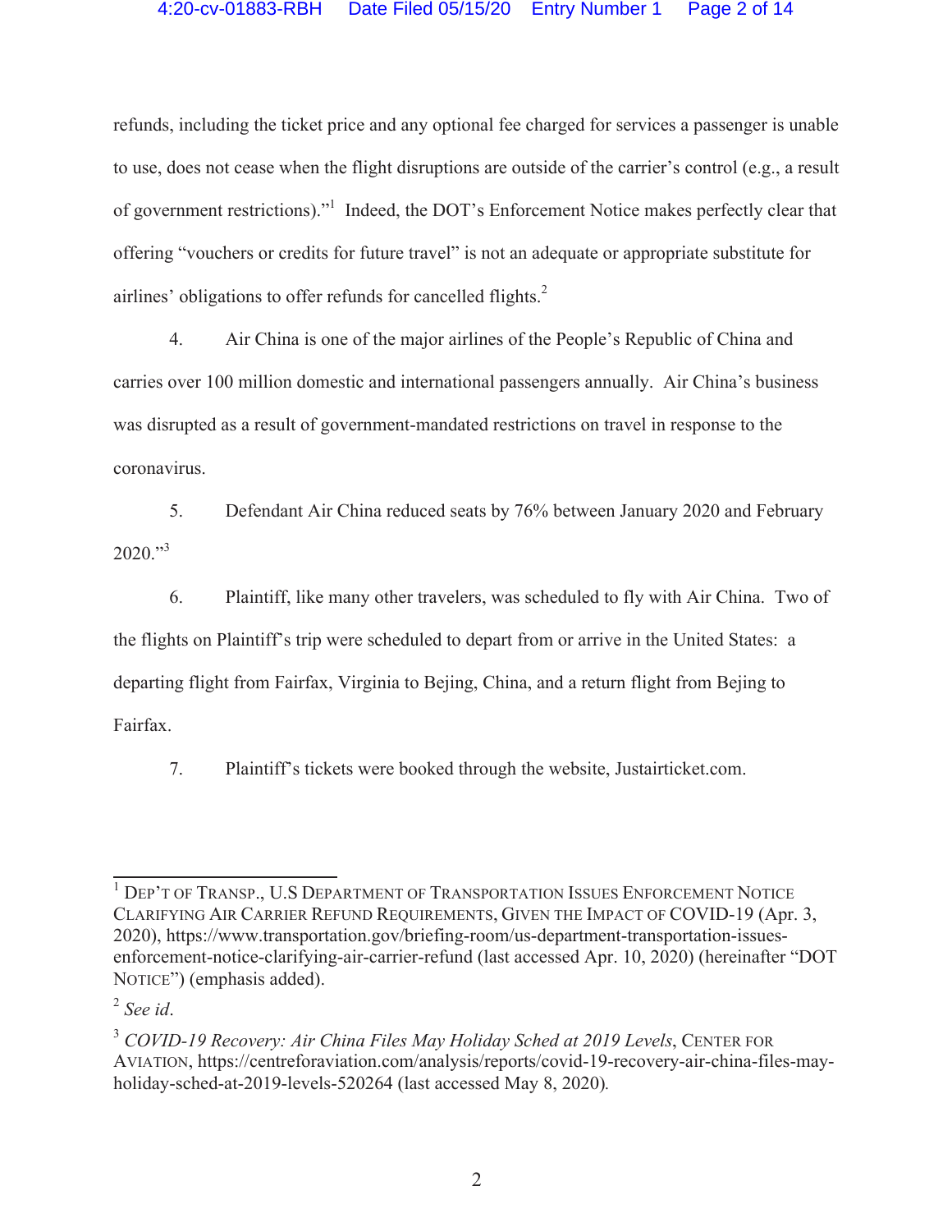refunds, including the ticket price and any optional fee charged for services a passenger is unable to use, does not cease when the flight disruptions are outside of the carrier's control (e.g., a result of government restrictions)."[1] Indeed, the DOT's Enforcement Notice makes perfectly clear that offering "vouchers or credits for future travel" is not an adequate or appropriate substitute for airlines' obligations to offer refunds for cancelled flights.[2]

4. Air China is one of the major airlines of the People's Republic of China and carries over 100 million domestic and international passengers annually. Air China's business was disrupted as a result of government-mandated restrictions on travel in response to the coronavirus.

5. Defendant Air China reduced seats by 76% between January 2020 and February 2020."[3]

6. Plaintiff, like many other travelers, was scheduled to fly with Air China. Two of the flights on Plaintiff's trip were scheduled to depart from or arrive in the United States: a departing flight from Fairfax, Virginia to Bejing, China, and a return flight from Bejing to Fairfax.

7. Plaintiff's tickets were booked through the website, Justairticket.com.

---

[1] DEP'T OF TRANSP., U.S DEPARTMENT OF TRANSPORTATION ISSUES ENFORCEMENT NOTICE CLARIFYING AIR CARRIER REFUND REQUIREMENTS, GIVEN THE IMPACT OF COVID-19 (Apr. 3, 2020), https://www.transportation.gov/briefing-room/us-department-transportation-issues-enforcement-notice-clarifying-air-carrier-refund (last accessed Apr. 10, 2020) (hereinafter "DOT NOTICE") (emphasis added).

[2] *See id*.

[3] *COVID-19 Recovery: Air China Files May Holiday Sched at 2019 Levels*, CENTER FOR AVIATION, https://centreforaviation.com/analysis/reports/covid-19-recovery-air-china-files-may-holiday-sched-at-2019-levels-520264 (last accessed May 8, 2020).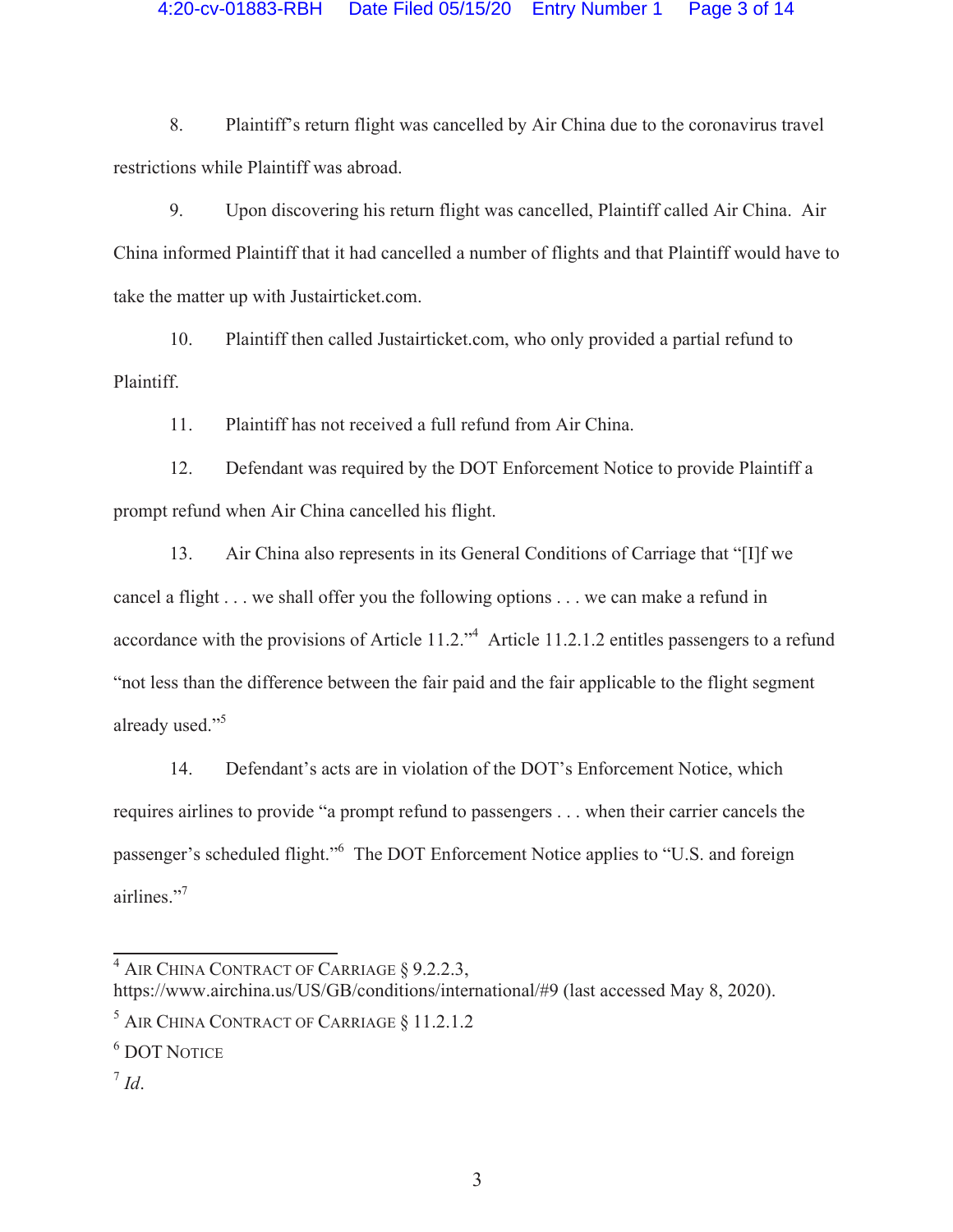8. Plaintiff's return flight was cancelled by Air China due to the coronavirus travel restrictions while Plaintiff was abroad.

9. Upon discovering his return flight was cancelled, Plaintiff called Air China. Air China informed Plaintiff that it had cancelled a number of flights and that Plaintiff would have to take the matter up with Justairticket.com.

10. Plaintiff then called Justairticket.com, who only provided a partial refund to Plaintiff.

11. Plaintiff has not received a full refund from Air China.

12. Defendant was required by the DOT Enforcement Notice to provide Plaintiff a prompt refund when Air China cancelled his flight.

13. Air China also represents in its General Conditions of Carriage that "[I]f we cancel a flight . . . we shall offer you the following options . . . we can make a refund in accordance with the provisions of Article 11.2."[4] Article 11.2.1.2 entitles passengers to a refund "not less than the difference between the fair paid and the fair applicable to the flight segment already used."[5]

14. Defendant's acts are in violation of the DOT's Enforcement Notice, which requires airlines to provide "a prompt refund to passengers . . . when their carrier cancels the passenger's scheduled flight."[6] The DOT Enforcement Notice applies to "U.S. and foreign airlines."[7]

---

[4] AIR CHINA CONTRACT OF CARRIAGE § 9.2.2.3, https://www.airchina.us/US/GB/conditions/international/#9 (last accessed May 8, 2020).

[5] AIR CHINA CONTRACT OF CARRIAGE § 11.2.1.2

[6] DOT NOTICE

[7] *Id*.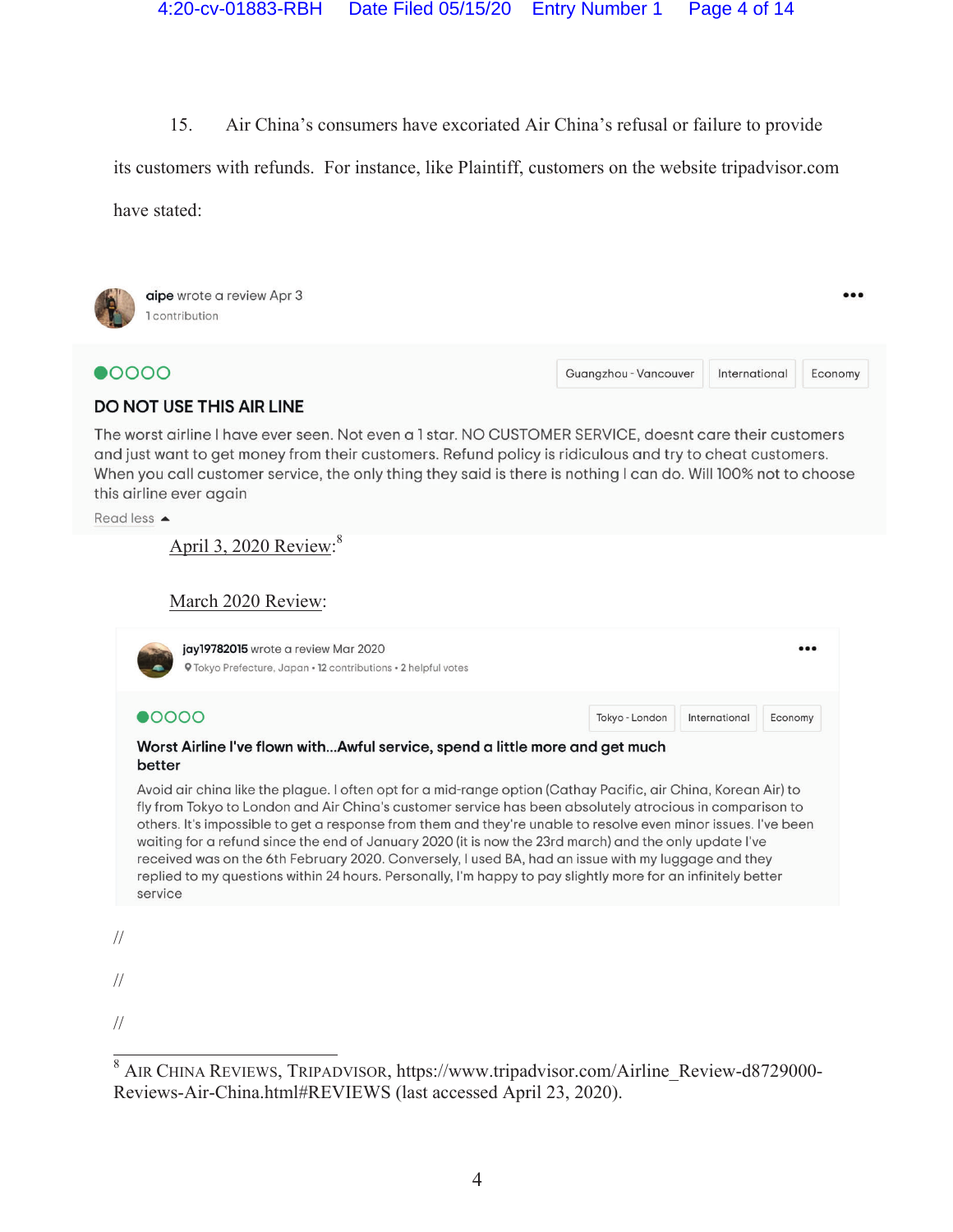15. Air China's consumers have excoriated Air China's refusal or failure to provide its customers with refunds. For instance, like Plaintiff, customers on the website tripadvisor.com have stated:

**aipe** wrote a review Apr 3
1 contribution

Guangzhou - Vancouver | International | Economy

**DO NOT USE THIS AIR LINE**

The worst airline I have ever seen. Not even a 1 star. NO CUSTOMER SERVICE, doesnt care their customers and just want to get money from their customers. Refund policy is ridiculous and try to cheat customers. When you call customer service, the only thing they said is there is nothing I can do. Will 100% not to choose this airline ever again

Read less

April 3, 2020 Review:[8]

March 2020 Review:

**jay19782015** wrote a review Mar 2020
Tokyo Prefecture, Japan • 12 contributions • 2 helpful votes

Tokyo - London | International | Economy

**Worst Airline I've flown with...Awful service, spend a little more and get much better**

Avoid air china like the plague. I often opt for a mid-range option (Cathay Pacific, air China, Korean Air) to fly from Tokyo to London and Air China's customer service has been absolutely atrocious in comparison to others. It's impossible to get a response from them and they're unable to resolve even minor issues. I've been waiting for a refund since the end of January 2020 (it is now the 23rd march) and the only update I've received was on the 6th February 2020. Conversely, I used BA, had an issue with my luggage and they replied to my questions within 24 hours. Personally, I'm happy to pay slightly more for an infinitely better service

//

//

//

[8] AIR CHINA REVIEWS, TRIPADVISOR, https://www.tripadvisor.com/Airline_Review-d8729000-Reviews-Air-China.html#REVIEWS (last accessed April 23, 2020).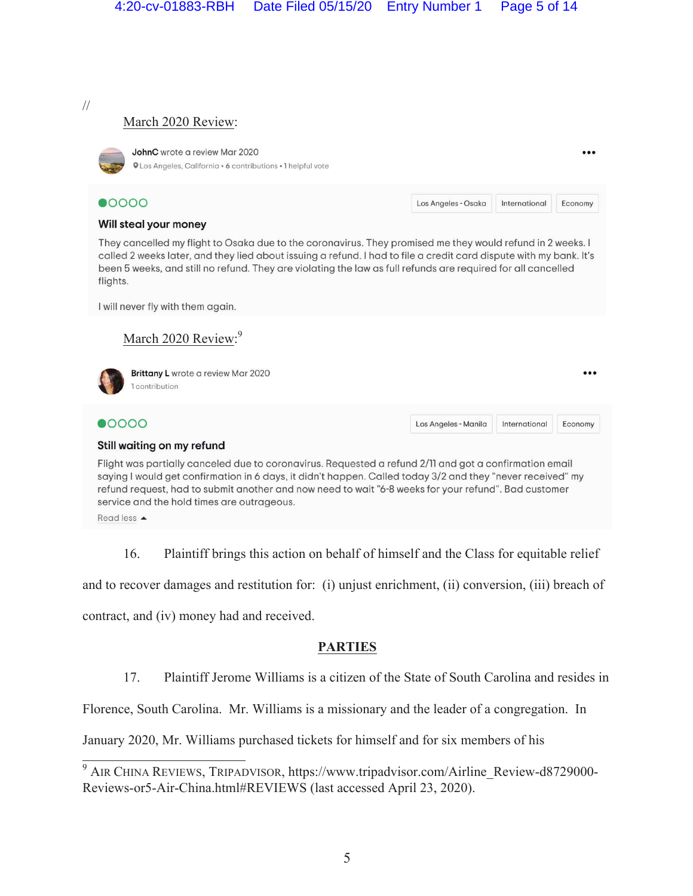//

March 2020 Review:

**JohnC** wrote a review Mar 2020
Los Angeles, California • 6 contributions • 1 helpful vote

●○○○○ Los Angeles - Osaka | International | Economy

**Will steal your money**

They cancelled my flight to Osaka due to the coronavirus. They promised me they would refund in 2 weeks. I called 2 weeks later, and they lied about issuing a refund. I had to file a credit card dispute with my bank. It's been 5 weeks, and still no refund. They are violating the law as full refunds are required for all cancelled flights.

I will never fly with them again.

March 2020 Review:[9]

**Brittany L** wrote a review Mar 2020
1 contribution

●○○○○ Los Angeles - Manila | International | Economy

**Still waiting on my refund**

Flight was partially canceled due to coronavirus. Requested a refund 2/11 and got a confirmation email saying I would get confirmation in 6 days, it didn't happen. Called today 3/2 and they "never received" my refund request, had to submit another and now need to wait "6-8 weeks for your refund". Bad customer service and the hold times are outrageous.

Read less ▲

16. Plaintiff brings this action on behalf of himself and the Class for equitable relief and to recover damages and restitution for: (i) unjust enrichment, (ii) conversion, (iii) breach of contract, and (iv) money had and received.

## PARTIES

17. Plaintiff Jerome Williams is a citizen of the State of South Carolina and resides in Florence, South Carolina. Mr. Williams is a missionary and the leader of a congregation. In January 2020, Mr. Williams purchased tickets for himself and for six members of his

[9] AIR CHINA REVIEWS, TRIPADVISOR, https://www.tripadvisor.com/Airline_Review-d8729000-Reviews-or5-Air-China.html#REVIEWS (last accessed April 23, 2020).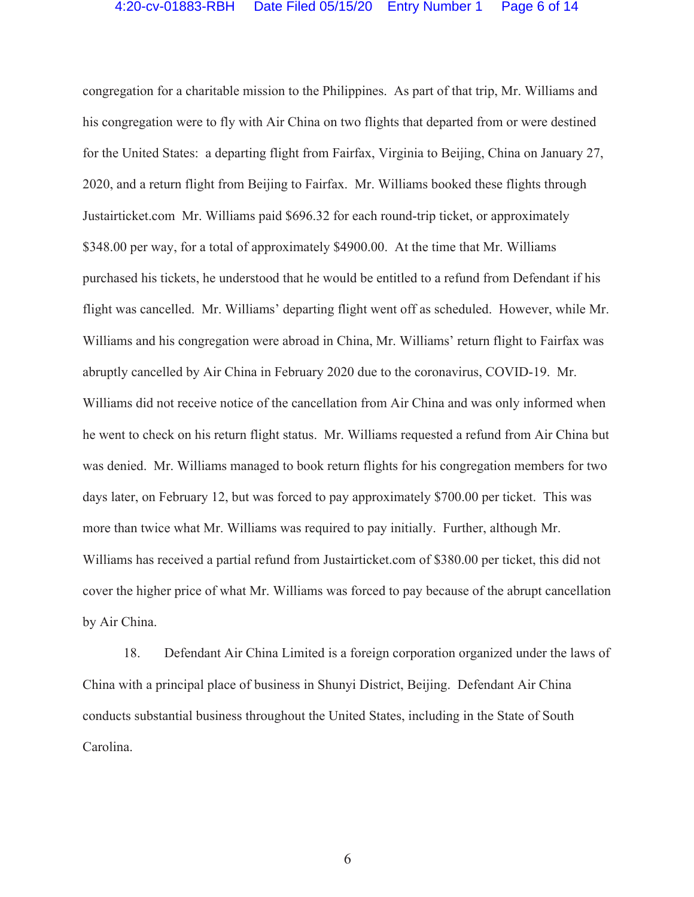congregation for a charitable mission to the Philippines. As part of that trip, Mr. Williams and his congregation were to fly with Air China on two flights that departed from or were destined for the United States: a departing flight from Fairfax, Virginia to Beijing, China on January 27, 2020, and a return flight from Beijing to Fairfax. Mr. Williams booked these flights through Justairticket.com Mr. Williams paid $696.32 for each round-trip ticket, or approximately $348.00 per way, for a total of approximately $4900.00. At the time that Mr. Williams purchased his tickets, he understood that he would be entitled to a refund from Defendant if his flight was cancelled. Mr. Williams' departing flight went off as scheduled. However, while Mr. Williams and his congregation were abroad in China, Mr. Williams' return flight to Fairfax was abruptly cancelled by Air China in February 2020 due to the coronavirus, COVID-19. Mr. Williams did not receive notice of the cancellation from Air China and was only informed when he went to check on his return flight status. Mr. Williams requested a refund from Air China but was denied. Mr. Williams managed to book return flights for his congregation members for two days later, on February 12, but was forced to pay approximately $700.00 per ticket. This was more than twice what Mr. Williams was required to pay initially. Further, although Mr. Williams has received a partial refund from Justairticket.com of $380.00 per ticket, this did not cover the higher price of what Mr. Williams was forced to pay because of the abrupt cancellation by Air China.

18. Defendant Air China Limited is a foreign corporation organized under the laws of China with a principal place of business in Shunyi District, Beijing. Defendant Air China conducts substantial business throughout the United States, including in the State of South Carolina.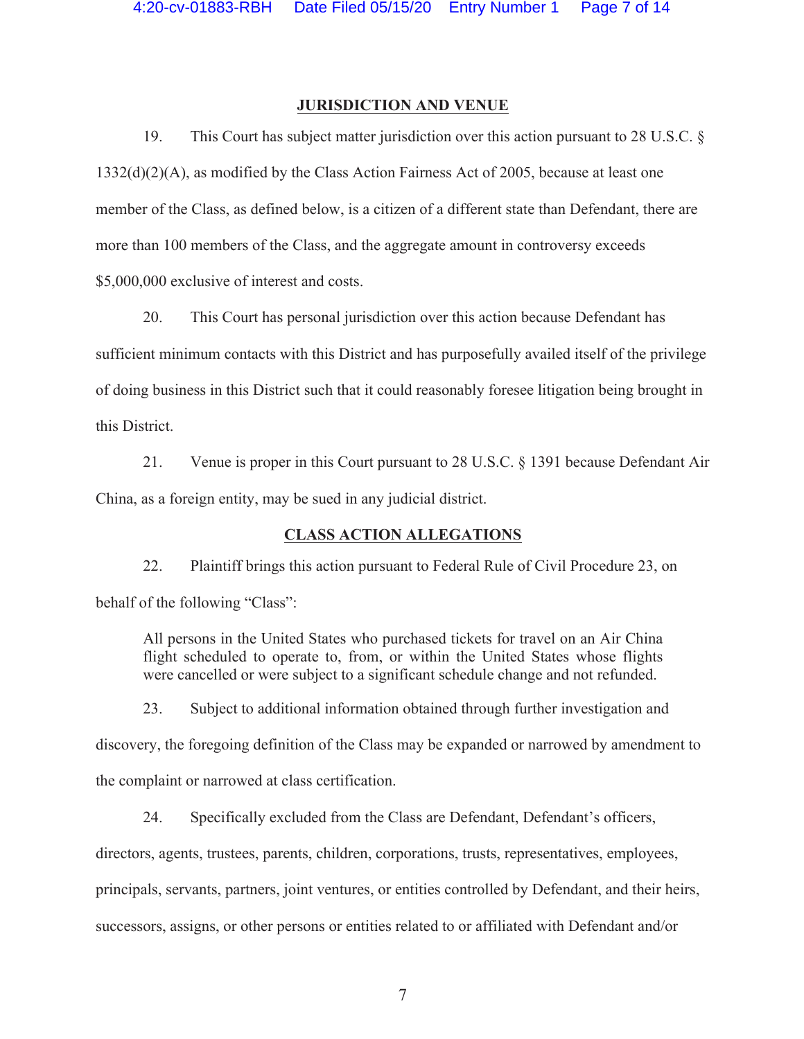## JURISDICTION AND VENUE

19. This Court has subject matter jurisdiction over this action pursuant to 28 U.S.C. § 1332(d)(2)(A), as modified by the Class Action Fairness Act of 2005, because at least one member of the Class, as defined below, is a citizen of a different state than Defendant, there are more than 100 members of the Class, and the aggregate amount in controversy exceeds $5,000,000 exclusive of interest and costs.

20. This Court has personal jurisdiction over this action because Defendant has sufficient minimum contacts with this District and has purposefully availed itself of the privilege of doing business in this District such that it could reasonably foresee litigation being brought in this District.

21. Venue is proper in this Court pursuant to 28 U.S.C. § 1391 because Defendant Air China, as a foreign entity, may be sued in any judicial district.

## CLASS ACTION ALLEGATIONS

22. Plaintiff brings this action pursuant to Federal Rule of Civil Procedure 23, on behalf of the following "Class":

> All persons in the United States who purchased tickets for travel on an Air China flight scheduled to operate to, from, or within the United States whose flights were cancelled or were subject to a significant schedule change and not refunded.

23. Subject to additional information obtained through further investigation and discovery, the foregoing definition of the Class may be expanded or narrowed by amendment to the complaint or narrowed at class certification.

24. Specifically excluded from the Class are Defendant, Defendant's officers, directors, agents, trustees, parents, children, corporations, trusts, representatives, employees, principals, servants, partners, joint ventures, or entities controlled by Defendant, and their heirs, successors, assigns, or other persons or entities related to or affiliated with Defendant and/or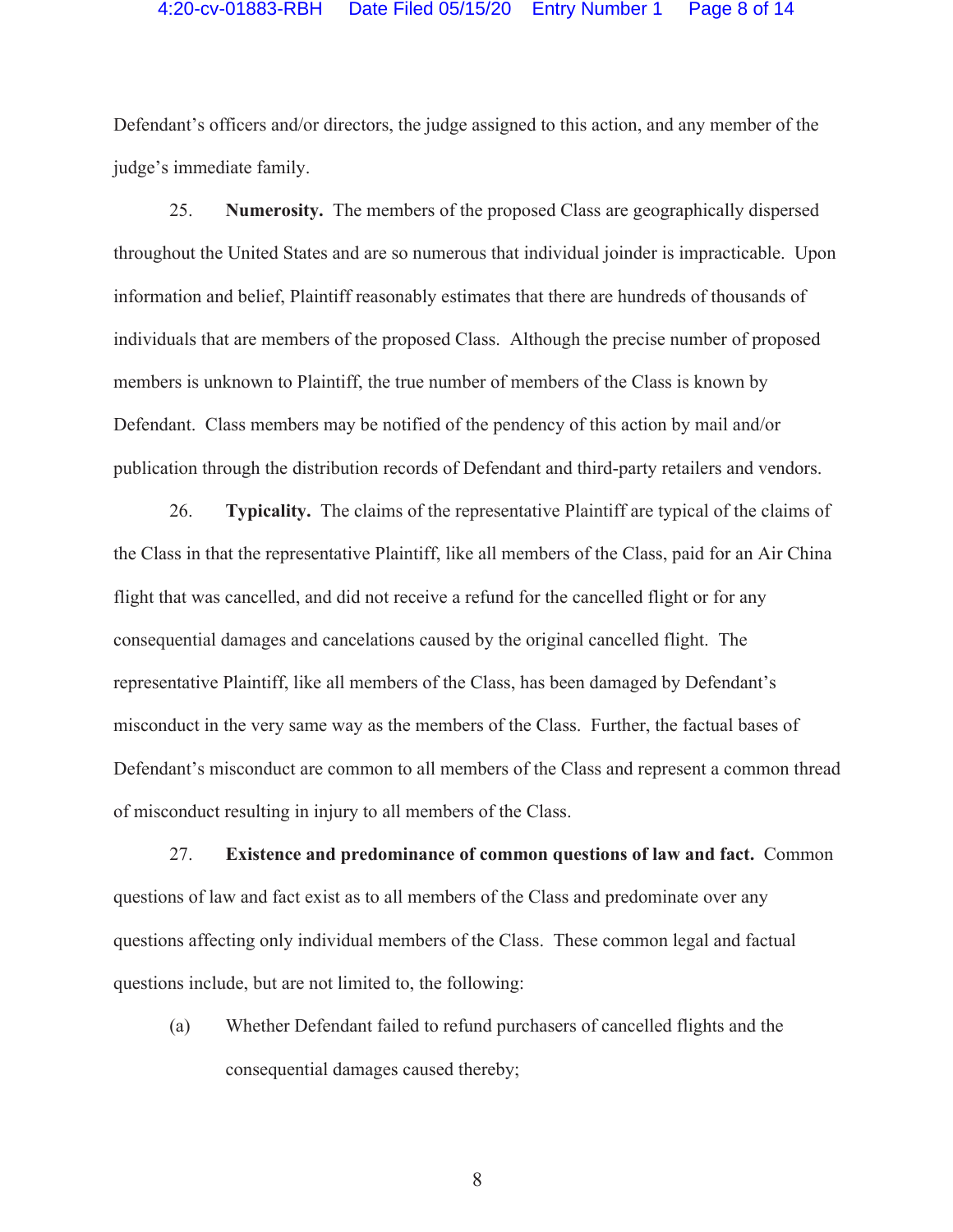Defendant's officers and/or directors, the judge assigned to this action, and any member of the judge's immediate family.

25. **Numerosity.** The members of the proposed Class are geographically dispersed throughout the United States and are so numerous that individual joinder is impracticable. Upon information and belief, Plaintiff reasonably estimates that there are hundreds of thousands of individuals that are members of the proposed Class. Although the precise number of proposed members is unknown to Plaintiff, the true number of members of the Class is known by Defendant. Class members may be notified of the pendency of this action by mail and/or publication through the distribution records of Defendant and third-party retailers and vendors.

26. **Typicality.** The claims of the representative Plaintiff are typical of the claims of the Class in that the representative Plaintiff, like all members of the Class, paid for an Air China flight that was cancelled, and did not receive a refund for the cancelled flight or for any consequential damages and cancelations caused by the original cancelled flight. The representative Plaintiff, like all members of the Class, has been damaged by Defendant's misconduct in the very same way as the members of the Class. Further, the factual bases of Defendant's misconduct are common to all members of the Class and represent a common thread of misconduct resulting in injury to all members of the Class.

27. **Existence and predominance of common questions of law and fact.** Common questions of law and fact exist as to all members of the Class and predominate over any questions affecting only individual members of the Class. These common legal and factual questions include, but are not limited to, the following:

(a) Whether Defendant failed to refund purchasers of cancelled flights and the consequential damages caused thereby;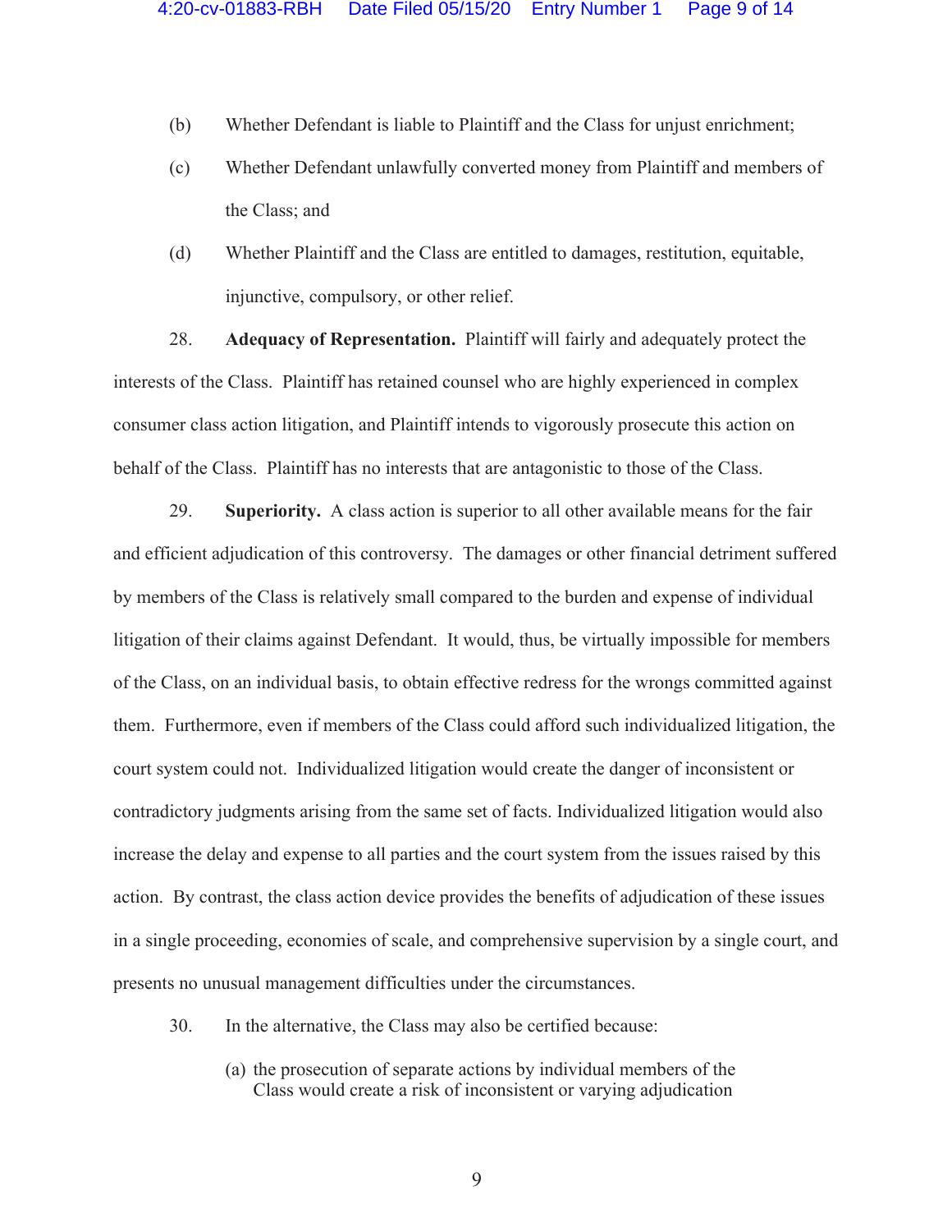(b) Whether Defendant is liable to Plaintiff and the Class for unjust enrichment;

(c) Whether Defendant unlawfully converted money from Plaintiff and members of the Class; and

(d) Whether Plaintiff and the Class are entitled to damages, restitution, equitable, injunctive, compulsory, or other relief.

28. **Adequacy of Representation.** Plaintiff will fairly and adequately protect the interests of the Class. Plaintiff has retained counsel who are highly experienced in complex consumer class action litigation, and Plaintiff intends to vigorously prosecute this action on behalf of the Class. Plaintiff has no interests that are antagonistic to those of the Class.

29. **Superiority.** A class action is superior to all other available means for the fair and efficient adjudication of this controversy. The damages or other financial detriment suffered by members of the Class is relatively small compared to the burden and expense of individual litigation of their claims against Defendant. It would, thus, be virtually impossible for members of the Class, on an individual basis, to obtain effective redress for the wrongs committed against them. Furthermore, even if members of the Class could afford such individualized litigation, the court system could not. Individualized litigation would create the danger of inconsistent or contradictory judgments arising from the same set of facts. Individualized litigation would also increase the delay and expense to all parties and the court system from the issues raised by this action. By contrast, the class action device provides the benefits of adjudication of these issues in a single proceeding, economies of scale, and comprehensive supervision by a single court, and presents no unusual management difficulties under the circumstances.

30. In the alternative, the Class may also be certified because:

(a) the prosecution of separate actions by individual members of the Class would create a risk of inconsistent or varying adjudication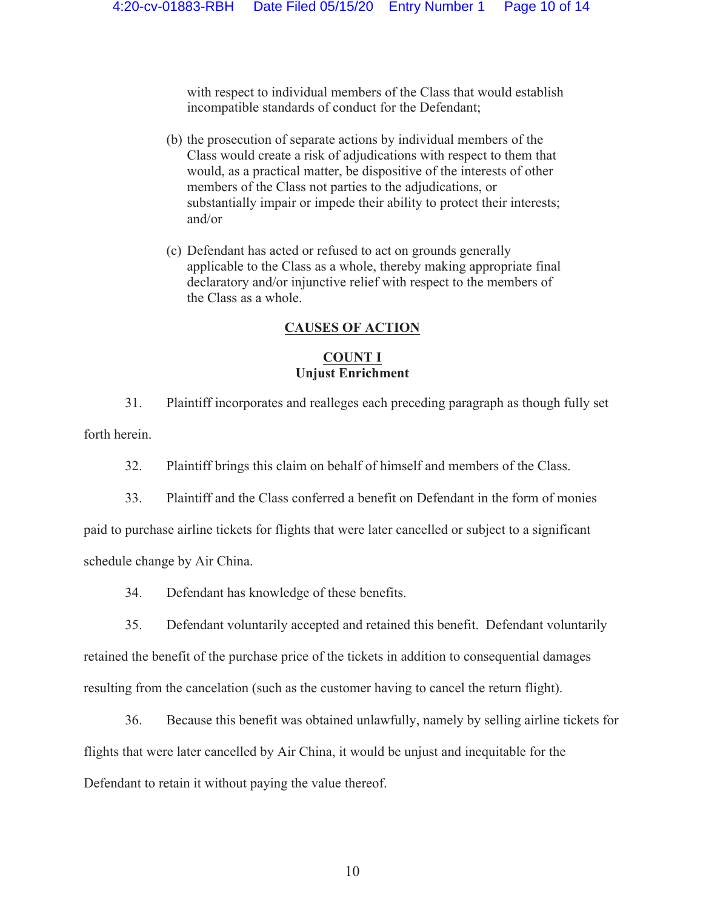with respect to individual members of the Class that would establish incompatible standards of conduct for the Defendant;

(b) the prosecution of separate actions by individual members of the Class would create a risk of adjudications with respect to them that would, as a practical matter, be dispositive of the interests of other members of the Class not parties to the adjudications, or substantially impair or impede their ability to protect their interests; and/or

(c) Defendant has acted or refused to act on grounds generally applicable to the Class as a whole, thereby making appropriate final declaratory and/or injunctive relief with respect to the members of the Class as a whole.

## CAUSES OF ACTION

### COUNT I
### Unjust Enrichment

31. Plaintiff incorporates and realleges each preceding paragraph as though fully set forth herein.

32. Plaintiff brings this claim on behalf of himself and members of the Class.

33. Plaintiff and the Class conferred a benefit on Defendant in the form of monies paid to purchase airline tickets for flights that were later cancelled or subject to a significant schedule change by Air China.

34. Defendant has knowledge of these benefits.

35. Defendant voluntarily accepted and retained this benefit. Defendant voluntarily retained the benefit of the purchase price of the tickets in addition to consequential damages resulting from the cancelation (such as the customer having to cancel the return flight).

36. Because this benefit was obtained unlawfully, namely by selling airline tickets for flights that were later cancelled by Air China, it would be unjust and inequitable for the Defendant to retain it without paying the value thereof.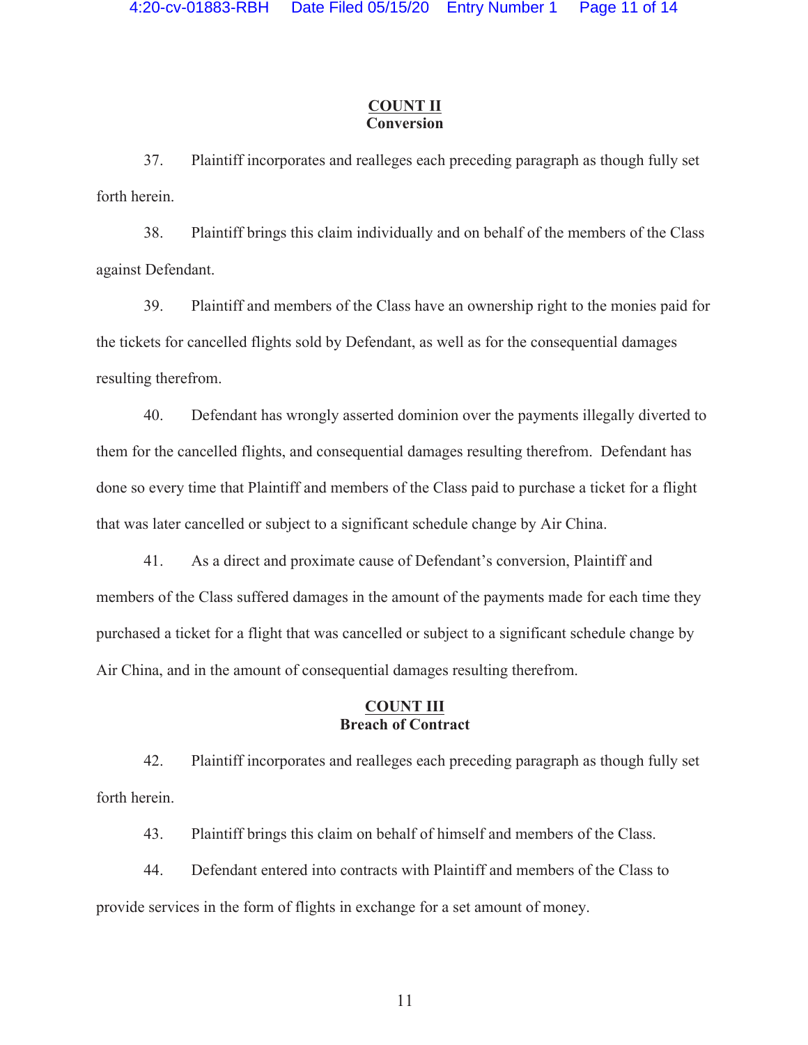## COUNT II
**Conversion**

37. Plaintiff incorporates and realleges each preceding paragraph as though fully set forth herein.

38. Plaintiff brings this claim individually and on behalf of the members of the Class against Defendant.

39. Plaintiff and members of the Class have an ownership right to the monies paid for the tickets for cancelled flights sold by Defendant, as well as for the consequential damages resulting therefrom.

40. Defendant has wrongly asserted dominion over the payments illegally diverted to them for the cancelled flights, and consequential damages resulting therefrom. Defendant has done so every time that Plaintiff and members of the Class paid to purchase a ticket for a flight that was later cancelled or subject to a significant schedule change by Air China.

41. As a direct and proximate cause of Defendant's conversion, Plaintiff and members of the Class suffered damages in the amount of the payments made for each time they purchased a ticket for a flight that was cancelled or subject to a significant schedule change by Air China, and in the amount of consequential damages resulting therefrom.

## COUNT III
**Breach of Contract**

42. Plaintiff incorporates and realleges each preceding paragraph as though fully set forth herein.

43. Plaintiff brings this claim on behalf of himself and members of the Class.

44. Defendant entered into contracts with Plaintiff and members of the Class to provide services in the form of flights in exchange for a set amount of money.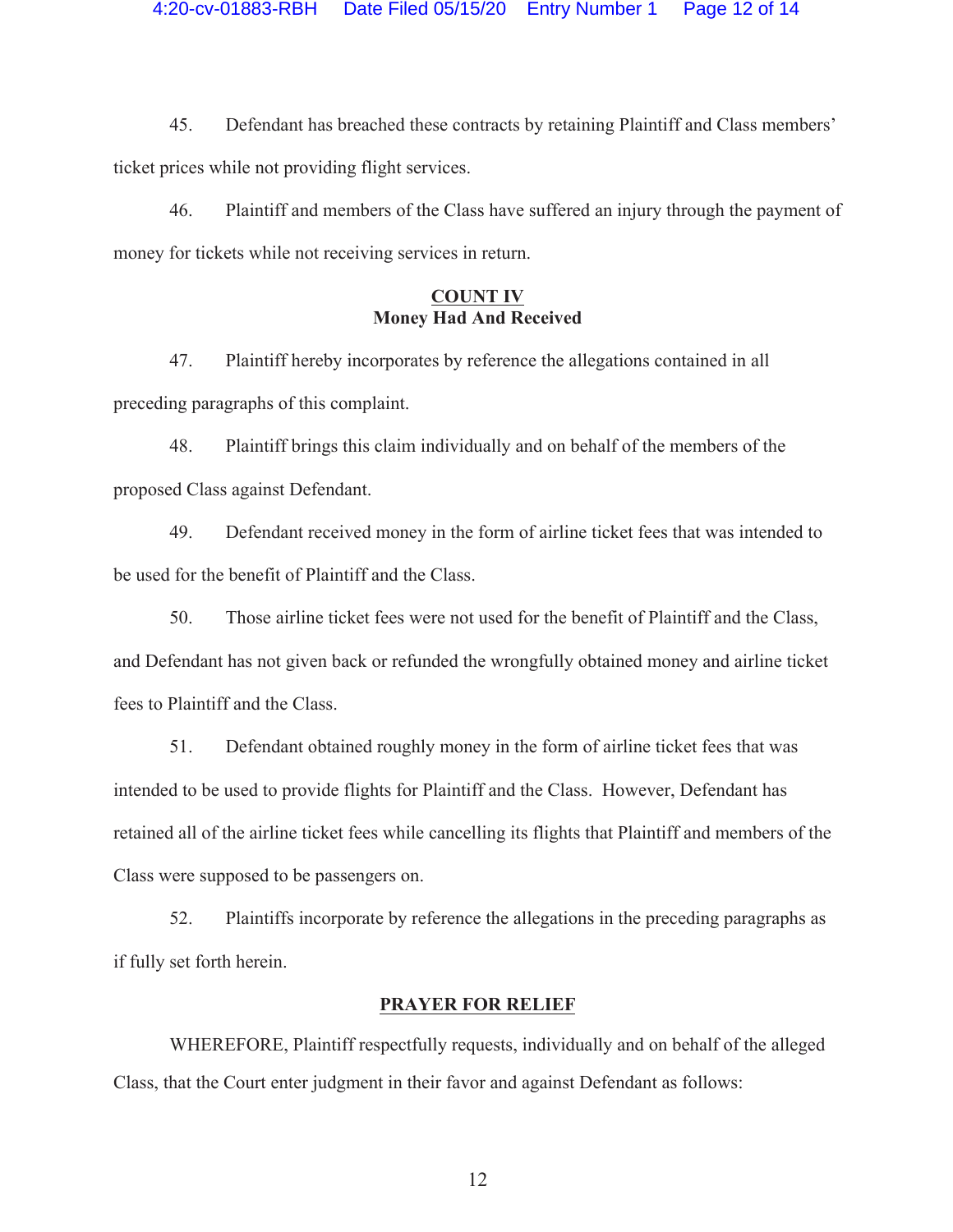45. Defendant has breached these contracts by retaining Plaintiff and Class members' ticket prices while not providing flight services.

46. Plaintiff and members of the Class have suffered an injury through the payment of money for tickets while not receiving services in return.

**COUNT IV**
**Money Had And Received**

47. Plaintiff hereby incorporates by reference the allegations contained in all preceding paragraphs of this complaint.

48. Plaintiff brings this claim individually and on behalf of the members of the proposed Class against Defendant.

49. Defendant received money in the form of airline ticket fees that was intended to be used for the benefit of Plaintiff and the Class.

50. Those airline ticket fees were not used for the benefit of Plaintiff and the Class, and Defendant has not given back or refunded the wrongfully obtained money and airline ticket fees to Plaintiff and the Class.

51. Defendant obtained roughly money in the form of airline ticket fees that was intended to be used to provide flights for Plaintiff and the Class. However, Defendant has retained all of the airline ticket fees while cancelling its flights that Plaintiff and members of the Class were supposed to be passengers on.

52. Plaintiffs incorporate by reference the allegations in the preceding paragraphs as if fully set forth herein.

**PRAYER FOR RELIEF**

WHEREFORE, Plaintiff respectfully requests, individually and on behalf of the alleged Class, that the Court enter judgment in their favor and against Defendant as follows: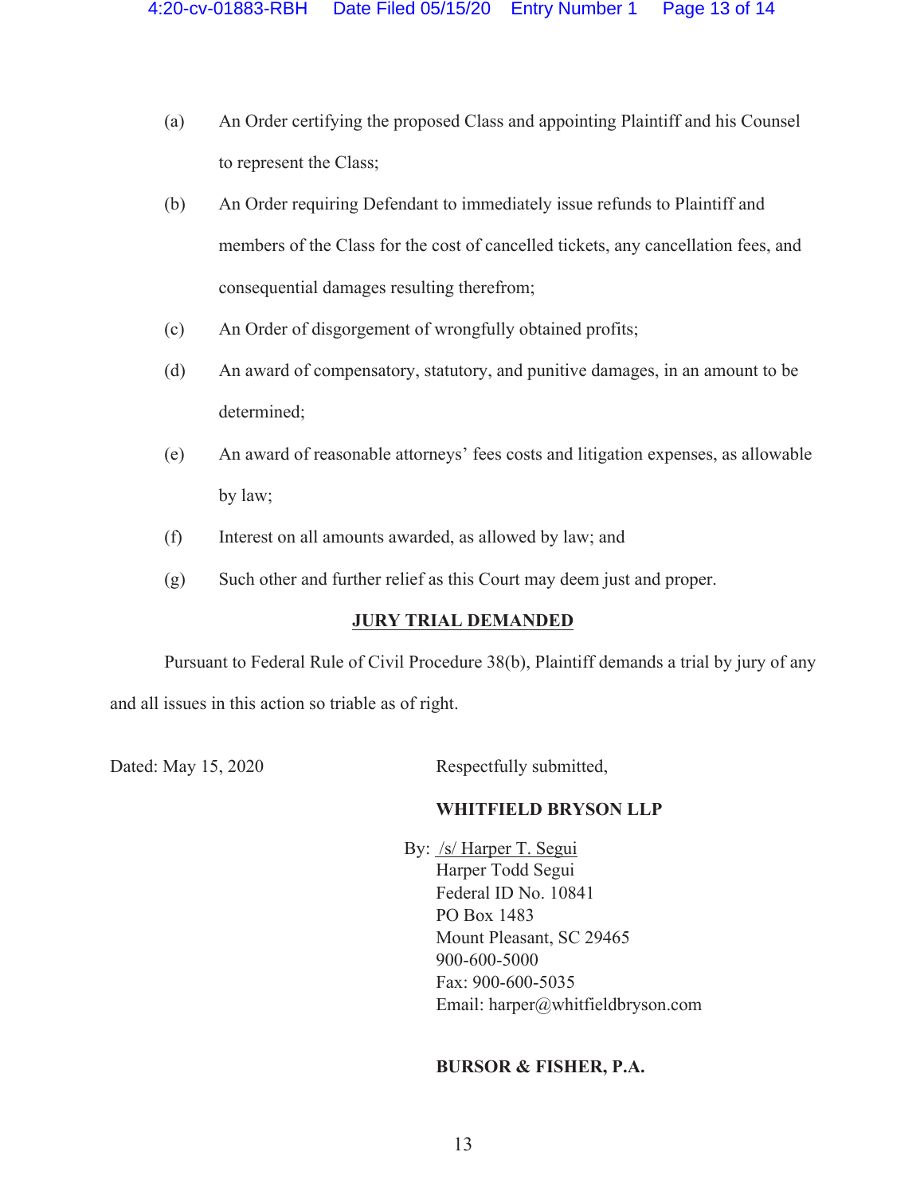(a) An Order certifying the proposed Class and appointing Plaintiff and his Counsel to represent the Class;

(b) An Order requiring Defendant to immediately issue refunds to Plaintiff and members of the Class for the cost of cancelled tickets, any cancellation fees, and consequential damages resulting therefrom;

(c) An Order of disgorgement of wrongfully obtained profits;

(d) An award of compensatory, statutory, and punitive damages, in an amount to be determined;

(e) An award of reasonable attorneys' fees costs and litigation expenses, as allowable by law;

(f) Interest on all amounts awarded, as allowed by law; and

(g) Such other and further relief as this Court may deem just and proper.

**JURY TRIAL DEMANDED**

Pursuant to Federal Rule of Civil Procedure 38(b), Plaintiff demands a trial by jury of any and all issues in this action so triable as of right.

Dated: May 15, 2020

Respectfully submitted,

**WHITFIELD BRYSON LLP**

By: /s/ Harper T. Segui
Harper Todd Segui
Federal ID No. 10841
PO Box 1483
Mount Pleasant, SC 29465
900-600-5000
Fax: 900-600-5035
Email: harper@whitfieldbryson.com

**BURSOR & FISHER, P.A.**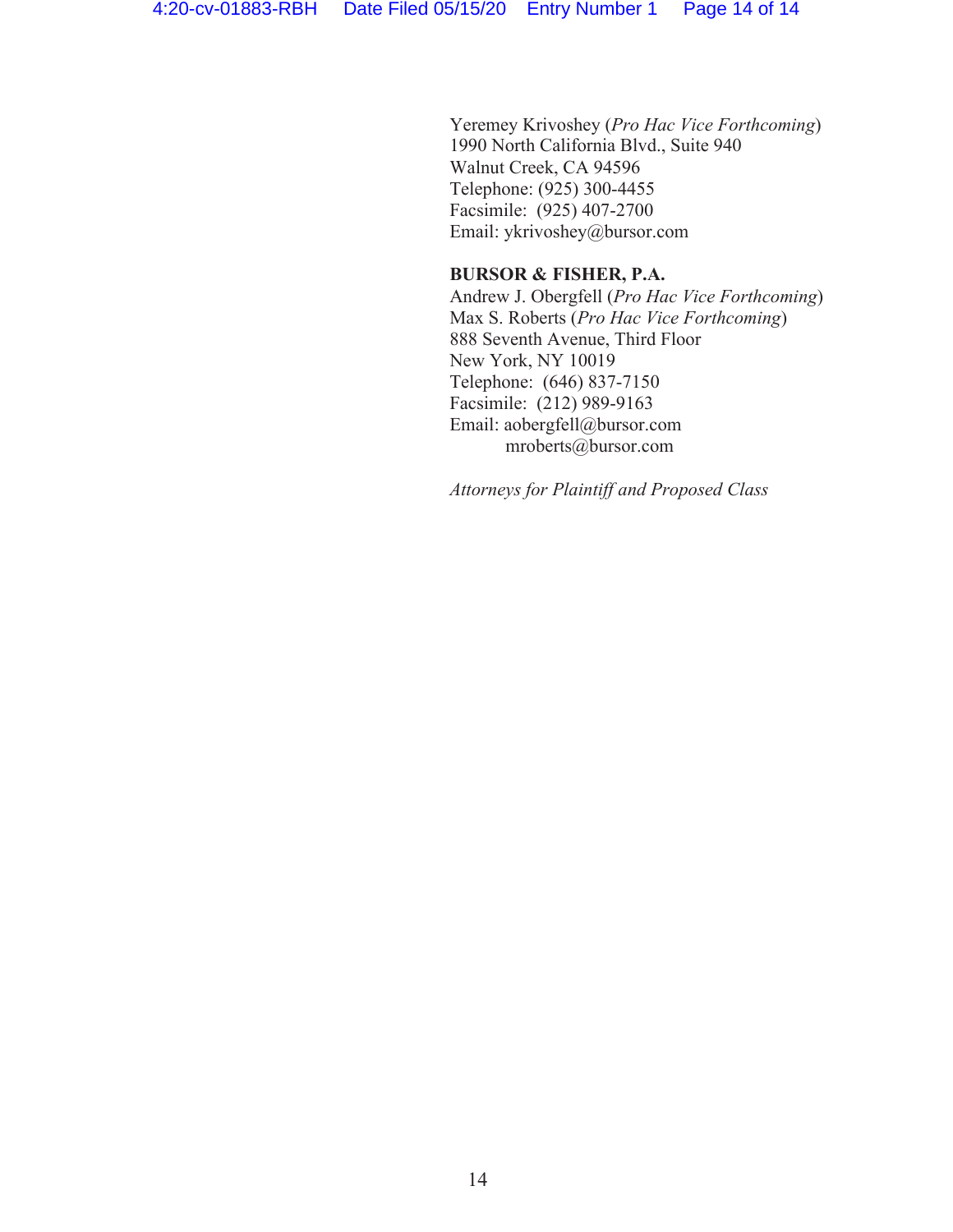Yeremey Krivoshey (*Pro Hac Vice Forthcoming*)
1990 North California Blvd., Suite 940
Walnut Creek, CA 94596
Telephone: (925) 300-4455
Facsimile: (925) 407-2700
Email: ykrivoshey@bursor.com

**BURSOR & FISHER, P.A.**
Andrew J. Obergfell (*Pro Hac Vice Forthcoming*)
Max S. Roberts (*Pro Hac Vice Forthcoming*)
888 Seventh Avenue, Third Floor
New York, NY 10019
Telephone: (646) 837-7150
Facsimile: (212) 989-9163
Email: aobergfell@bursor.com
mroberts@bursor.com

*Attorneys for Plaintiff and Proposed Class*